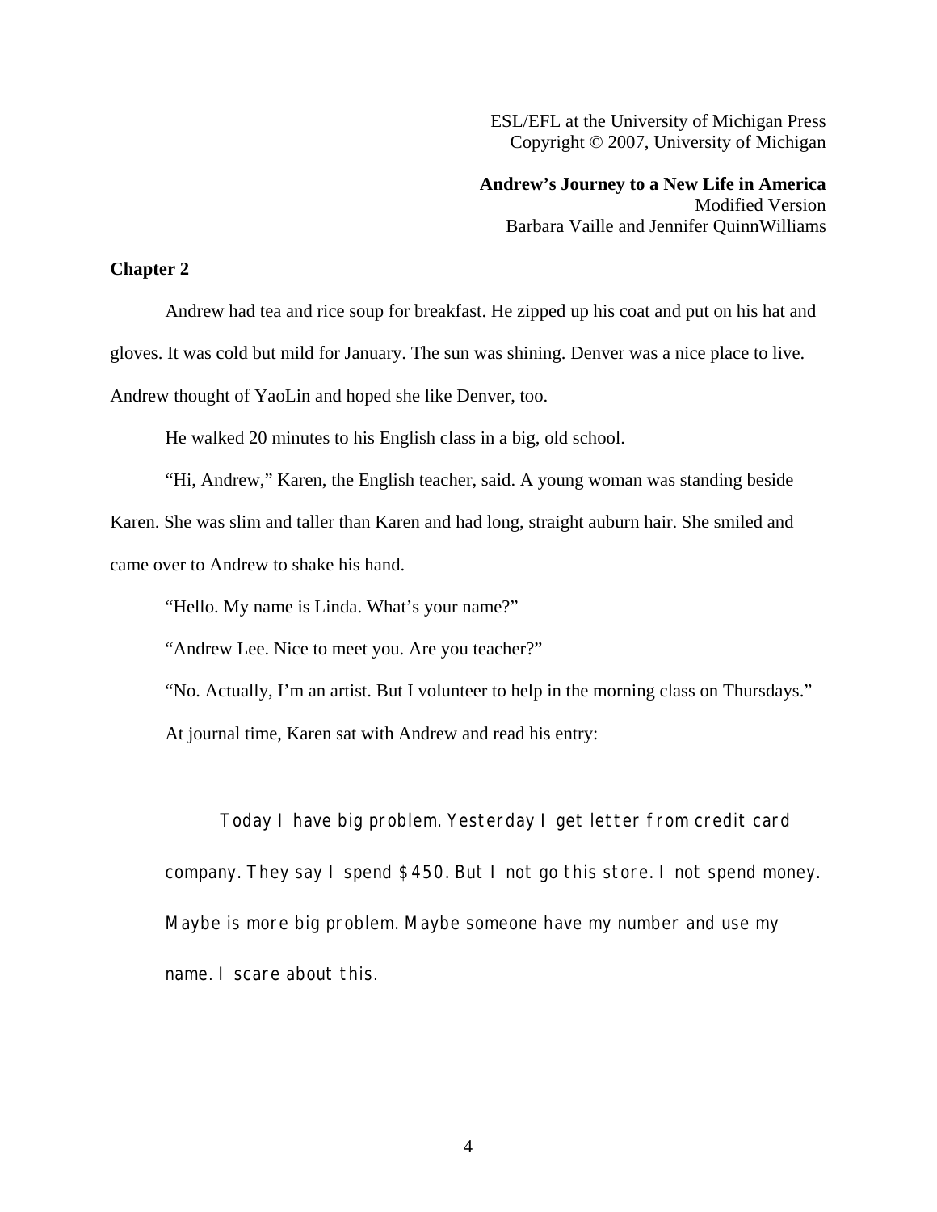ESL/EFL at the University of Michigan Press
Copyright © 2007, University of Michigan

**Andrew's Journey to a New Life in America**
Modified Version
Barbara Vaille and Jennifer QuinnWilliams

## Chapter 2

Andrew had tea and rice soup for breakfast. He zipped up his coat and put on his hat and gloves. It was cold but mild for January. The sun was shining. Denver was a nice place to live. Andrew thought of YaoLin and hoped she like Denver, too.

He walked 20 minutes to his English class in a big, old school.

"Hi, Andrew," Karen, the English teacher, said. A young woman was standing beside Karen. She was slim and taller than Karen and had long, straight auburn hair. She smiled and came over to Andrew to shake his hand.

"Hello. My name is Linda. What's your name?"

"Andrew Lee. Nice to meet you. Are you teacher?"

"No. Actually, I'm an artist. But I volunteer to help in the morning class on Thursdays."

At journal time, Karen sat with Andrew and read his entry:

> Today I have big problem. Yesterday I get letter from credit card company. They say I spend $450. But I not go this store. I not spend money. Maybe is more big problem. Maybe someone have my number and use my name. I scare about this.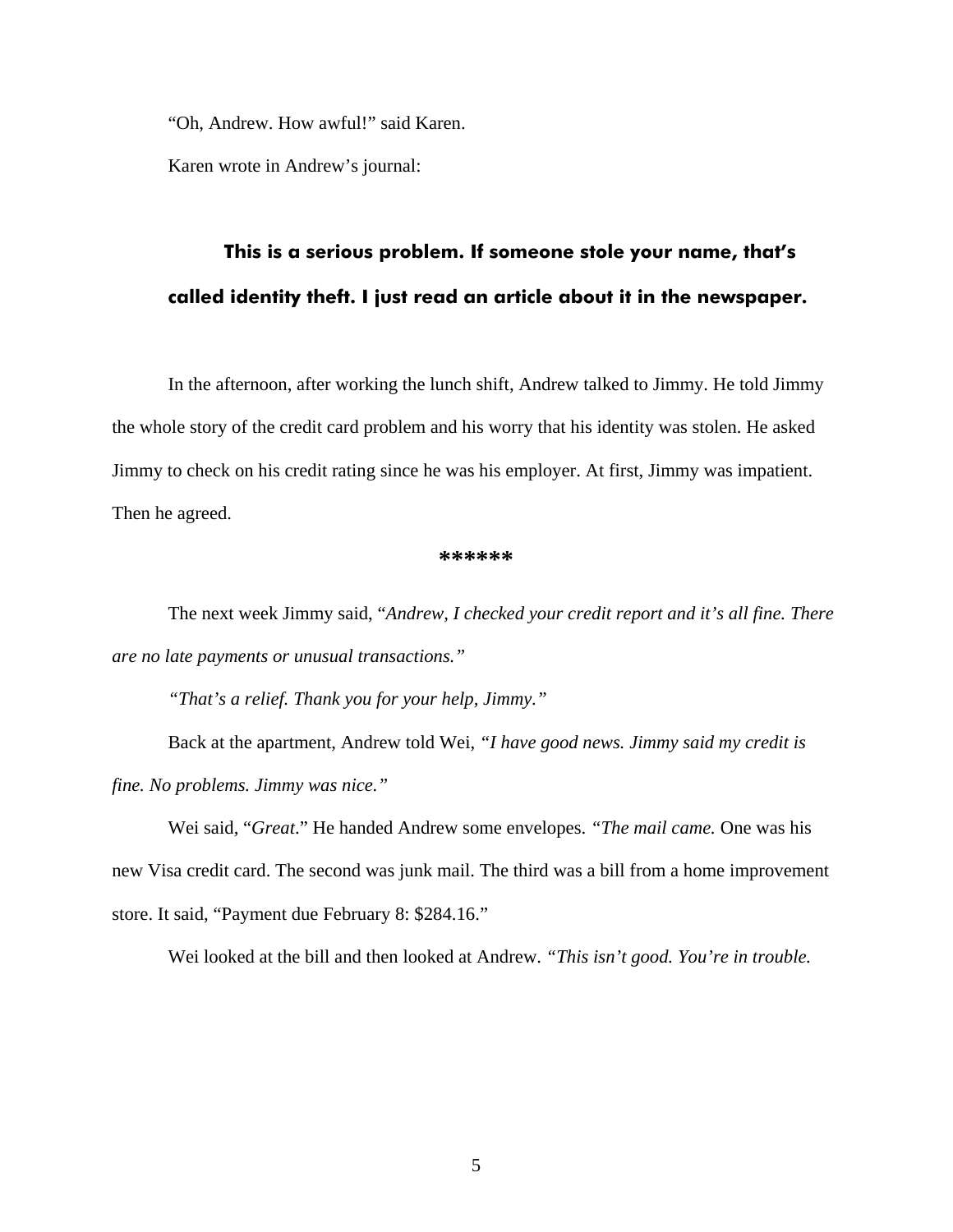"Oh, Andrew. How awful!" said Karen.

Karen wrote in Andrew's journal:

**This is a serious problem. If someone stole your name, that's called identity theft. I just read an article about it in the newspaper.**

In the afternoon, after working the lunch shift, Andrew talked to Jimmy. He told Jimmy the whole story of the credit card problem and his worry that his identity was stolen. He asked Jimmy to check on his credit rating since he was his employer. At first, Jimmy was impatient. Then he agreed.

******

The next week Jimmy said, "*Andrew, I checked your credit report and it's all fine. There are no late payments or unusual transactions.*"

*"That's a relief. Thank you for your help, Jimmy."*

Back at the apartment, Andrew told Wei, *"I have good news. Jimmy said my credit is fine. No problems. Jimmy was nice."*

Wei said, "*Great*." He handed Andrew some envelopes. *"The mail came.* One was his new Visa credit card. The second was junk mail. The third was a bill from a home improvement store. It said, "Payment due February 8: $284.16."

Wei looked at the bill and then looked at Andrew. *"This isn't good. You're in trouble.*